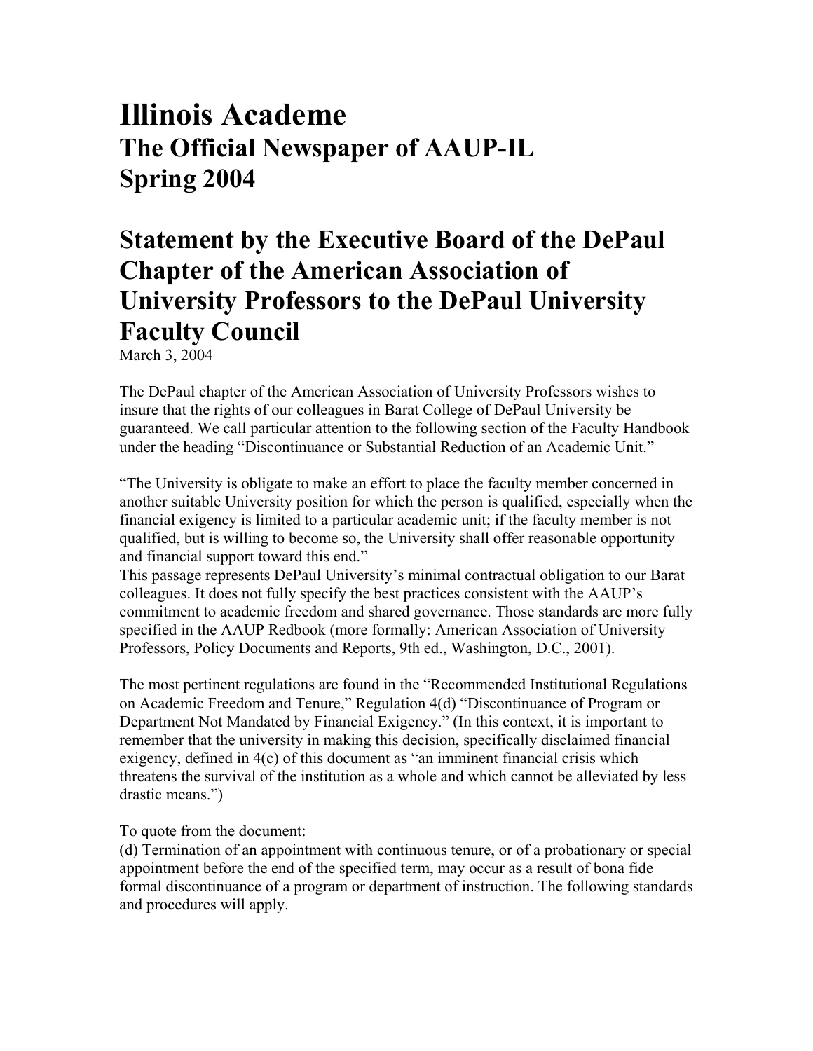# Illinois Academe
## The Official Newspaper of AAUP-IL
## Spring 2004

# Statement by the Executive Board of the DePaul Chapter of the American Association of University Professors to the DePaul University Faculty Council

March 3, 2004

The DePaul chapter of the American Association of University Professors wishes to insure that the rights of our colleagues in Barat College of DePaul University be guaranteed. We call particular attention to the following section of the Faculty Handbook under the heading "Discontinuance or Substantial Reduction of an Academic Unit."

"The University is obligate to make an effort to place the faculty member concerned in another suitable University position for which the person is qualified, especially when the financial exigency is limited to a particular academic unit; if the faculty member is not qualified, but is willing to become so, the University shall offer reasonable opportunity and financial support toward this end."

This passage represents DePaul University's minimal contractual obligation to our Barat colleagues. It does not fully specify the best practices consistent with the AAUP's commitment to academic freedom and shared governance. Those standards are more fully specified in the AAUP Redbook (more formally: American Association of University Professors, Policy Documents and Reports, 9th ed., Washington, D.C., 2001).

The most pertinent regulations are found in the "Recommended Institutional Regulations on Academic Freedom and Tenure," Regulation 4(d) "Discontinuance of Program or Department Not Mandated by Financial Exigency." (In this context, it is important to remember that the university in making this decision, specifically disclaimed financial exigency, defined in 4(c) of this document as "an imminent financial crisis which threatens the survival of the institution as a whole and which cannot be alleviated by less drastic means.")

To quote from the document:

(d) Termination of an appointment with continuous tenure, or of a probationary or special appointment before the end of the specified term, may occur as a result of bona fide formal discontinuance of a program or department of instruction. The following standards and procedures will apply.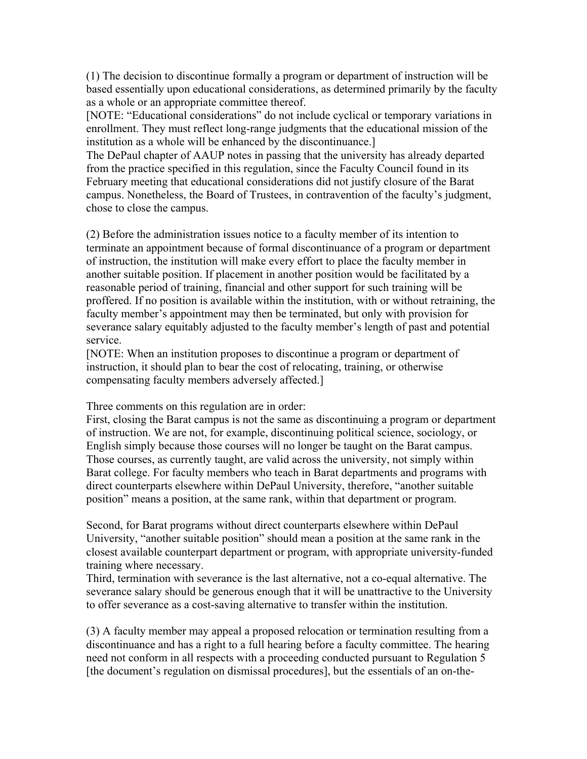(1) The decision to discontinue formally a program or department of instruction will be based essentially upon educational considerations, as determined primarily by the faculty as a whole or an appropriate committee thereof.
[NOTE: "Educational considerations" do not include cyclical or temporary variations in enrollment. They must reflect long-range judgments that the educational mission of the institution as a whole will be enhanced by the discontinuance.]
The DePaul chapter of AAUP notes in passing that the university has already departed from the practice specified in this regulation, since the Faculty Council found in its February meeting that educational considerations did not justify closure of the Barat campus. Nonetheless, the Board of Trustees, in contravention of the faculty's judgment, chose to close the campus.

(2) Before the administration issues notice to a faculty member of its intention to terminate an appointment because of formal discontinuance of a program or department of instruction, the institution will make every effort to place the faculty member in another suitable position. If placement in another position would be facilitated by a reasonable period of training, financial and other support for such training will be proffered. If no position is available within the institution, with or without retraining, the faculty member's appointment may then be terminated, but only with provision for severance salary equitably adjusted to the faculty member's length of past and potential service.
[NOTE: When an institution proposes to discontinue a program or department of instruction, it should plan to bear the cost of relocating, training, or otherwise compensating faculty members adversely affected.]

Three comments on this regulation are in order:
First, closing the Barat campus is not the same as discontinuing a program or department of instruction. We are not, for example, discontinuing political science, sociology, or English simply because those courses will no longer be taught on the Barat campus. Those courses, as currently taught, are valid across the university, not simply within Barat college. For faculty members who teach in Barat departments and programs with direct counterparts elsewhere within DePaul University, therefore, "another suitable position" means a position, at the same rank, within that department or program.

Second, for Barat programs without direct counterparts elsewhere within DePaul University, "another suitable position" should mean a position at the same rank in the closest available counterpart department or program, with appropriate university-funded training where necessary.
Third, termination with severance is the last alternative, not a co-equal alternative. The severance salary should be generous enough that it will be unattractive to the University to offer severance as a cost-saving alternative to transfer within the institution.

(3) A faculty member may appeal a proposed relocation or termination resulting from a discontinuance and has a right to a full hearing before a faculty committee. The hearing need not conform in all respects with a proceeding conducted pursuant to Regulation 5 [the document's regulation on dismissal procedures], but the essentials of an on-the-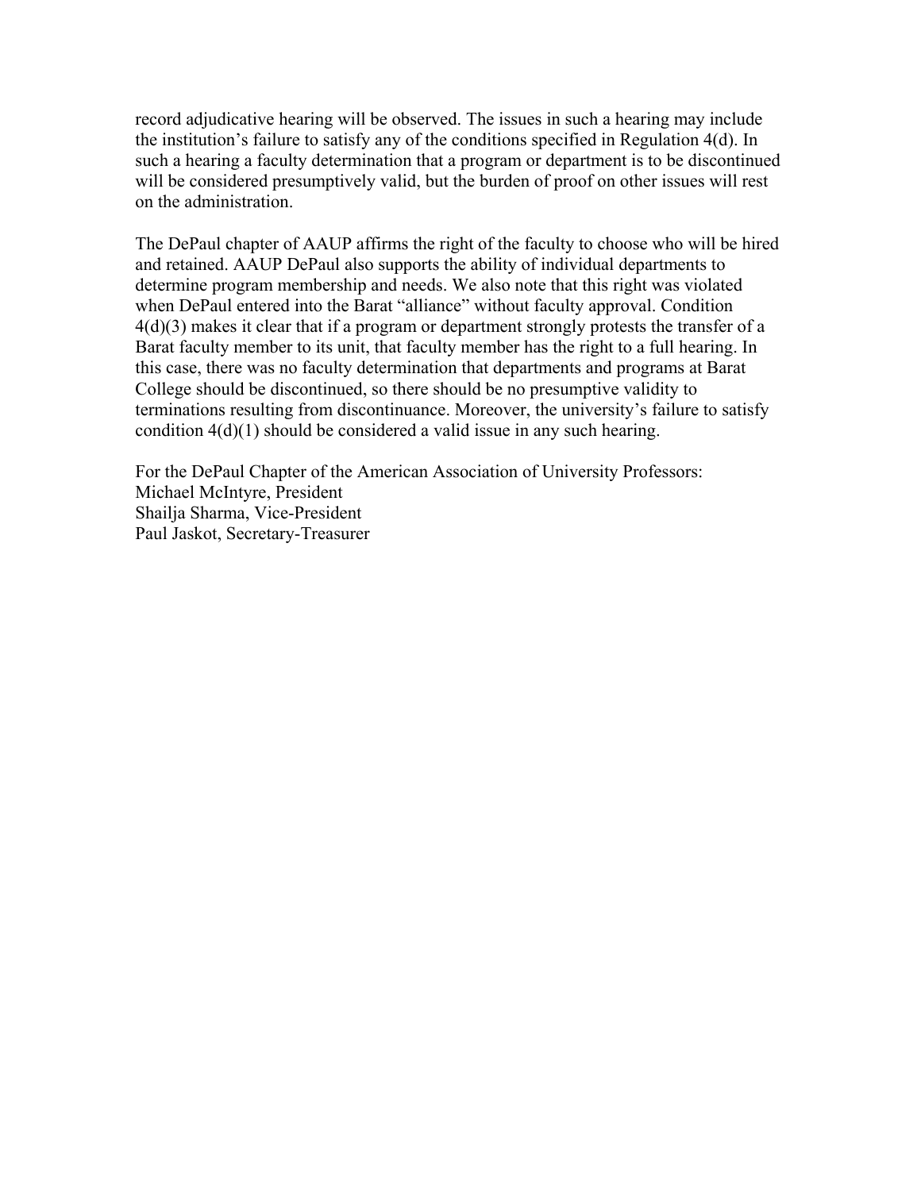record adjudicative hearing will be observed. The issues in such a hearing may include the institution's failure to satisfy any of the conditions specified in Regulation 4(d). In such a hearing a faculty determination that a program or department is to be discontinued will be considered presumptively valid, but the burden of proof on other issues will rest on the administration.

The DePaul chapter of AAUP affirms the right of the faculty to choose who will be hired and retained. AAUP DePaul also supports the ability of individual departments to determine program membership and needs. We also note that this right was violated when DePaul entered into the Barat "alliance" without faculty approval. Condition 4(d)(3) makes it clear that if a program or department strongly protests the transfer of a Barat faculty member to its unit, that faculty member has the right to a full hearing. In this case, there was no faculty determination that departments and programs at Barat College should be discontinued, so there should be no presumptive validity to terminations resulting from discontinuance. Moreover, the university's failure to satisfy condition 4(d)(1) should be considered a valid issue in any such hearing.

For the DePaul Chapter of the American Association of University Professors:
Michael McIntyre, President
Shailja Sharma, Vice-President
Paul Jaskot, Secretary-Treasurer